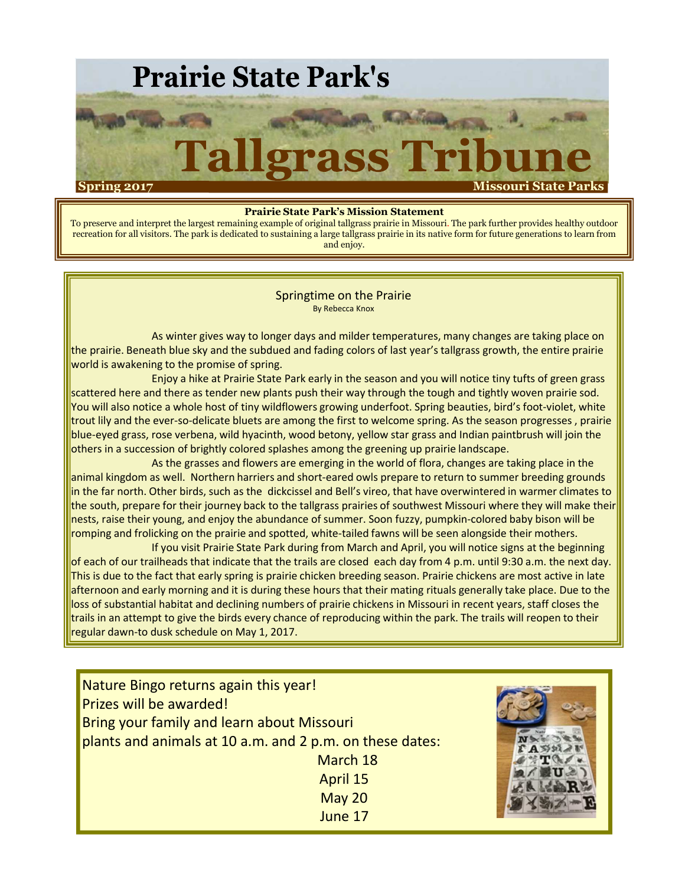# Prairie State Park's Tallgrass Tribune

**Spring 2017** — **Missouri State Parks**

**Prairie State Park's Mission Statement**

To preserve and interpret the largest remaining example of original tallgrass prairie in Missouri. The park further provides healthy outdoor recreation for all visitors. The park is dedicated to sustaining a large tallgrass prairie in its native form for future generations to learn from and enjoy.

## Springtime on the Prairie

By Rebecca Knox

As winter gives way to longer days and milder temperatures, many changes are taking place on the prairie. Beneath blue sky and the subdued and fading colors of last year's tallgrass growth, the entire prairie world is awakening to the promise of spring.

Enjoy a hike at Prairie State Park early in the season and you will notice tiny tufts of green grass scattered here and there as tender new plants push their way through the tough and tightly woven prairie sod. You will also notice a whole host of tiny wildflowers growing underfoot. Spring beauties, bird's foot-violet, white trout lily and the ever-so-delicate bluets are among the first to welcome spring. As the season progresses , prairie blue-eyed grass, rose verbena, wild hyacinth, wood betony, yellow star grass and Indian paintbrush will join the others in a succession of brightly colored splashes among the greening up prairie landscape.

As the grasses and flowers are emerging in the world of flora, changes are taking place in the animal kingdom as well. Northern harriers and short-eared owls prepare to return to summer breeding grounds in the far north. Other birds, such as the dickcissel and Bell's vireo, that have overwintered in warmer climates to the south, prepare for their journey back to the tallgrass prairies of southwest Missouri where they will make their nests, raise their young, and enjoy the abundance of summer. Soon fuzzy, pumpkin-colored baby bison will be romping and frolicking on the prairie and spotted, white-tailed fawns will be seen alongside their mothers.

If you visit Prairie State Park during from March and April, you will notice signs at the beginning of each of our trailheads that indicate that the trails are closed each day from 4 p.m. until 9:30 a.m. the next day. This is due to the fact that early spring is prairie chicken breeding season. Prairie chickens are most active in late afternoon and early morning and it is during these hours that their mating rituals generally take place. Due to the loss of substantial habitat and declining numbers of prairie chickens in Missouri in recent years, staff closes the trails in an attempt to give the birds every chance of reproducing within the park. The trails will reopen to their regular dawn-to dusk schedule on May 1, 2017.

Nature Bingo returns again this year!
Prizes will be awarded!
Bring your family and learn about Missouri plants and animals at 10 a.m. and 2 p.m. on these dates:

March 18
April 15
May 20
June 17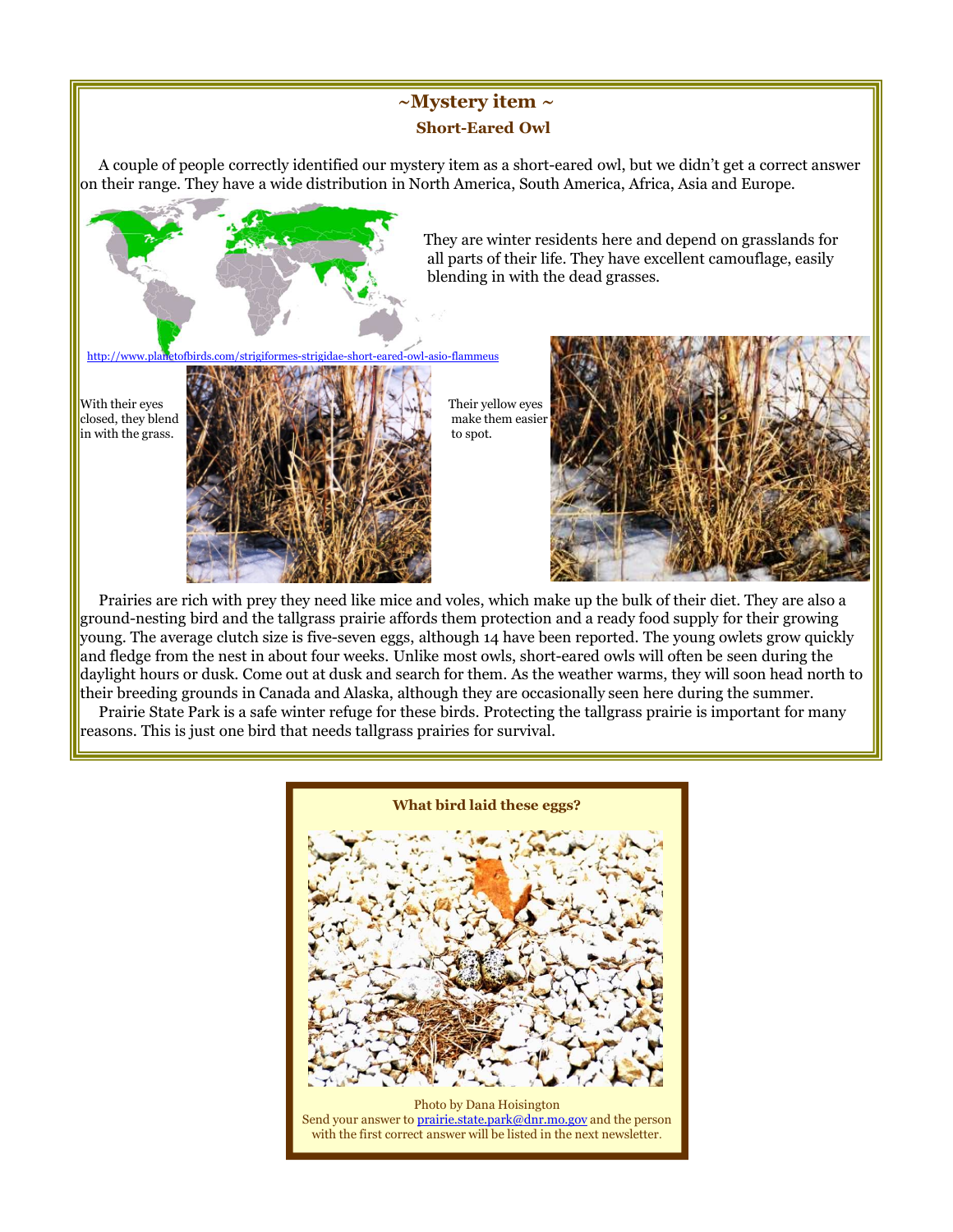## ~Mystery item ~

### Short-Eared Owl

A couple of people correctly identified our mystery item as a short-eared owl, but we didn't get a correct answer on their range. They have a wide distribution in North America, South America, Africa, Asia and Europe.

http://www.planetofbirds.com/strigiformes-strigidae-short-eared-owl-asio-flammeus

They are winter residents here and depend on grasslands for all parts of their life. They have excellent camouflage, easily blending in with the dead grasses.

With their eyes closed, they blend in with the grass.

Their yellow eyes make them easier to spot.

Prairies are rich with prey they need like mice and voles, which make up the bulk of their diet. They are also a ground-nesting bird and the tallgrass prairie affords them protection and a ready food supply for their growing young. The average clutch size is five-seven eggs, although 14 have been reported. The young owlets grow quickly and fledge from the nest in about four weeks. Unlike most owls, short-eared owls will often be seen during the daylight hours or dusk. Come out at dusk and search for them. As the weather warms, they will soon head north to their breeding grounds in Canada and Alaska, although they are occasionally seen here during the summer.

Prairie State Park is a safe winter refuge for these birds. Protecting the tallgrass prairie is important for many reasons. This is just one bird that needs tallgrass prairies for survival.

**What bird laid these eggs?**

Photo by Dana Hoisington

Send your answer to prairie.state.park@dnr.mo.gov and the person with the first correct answer will be listed in the next newsletter.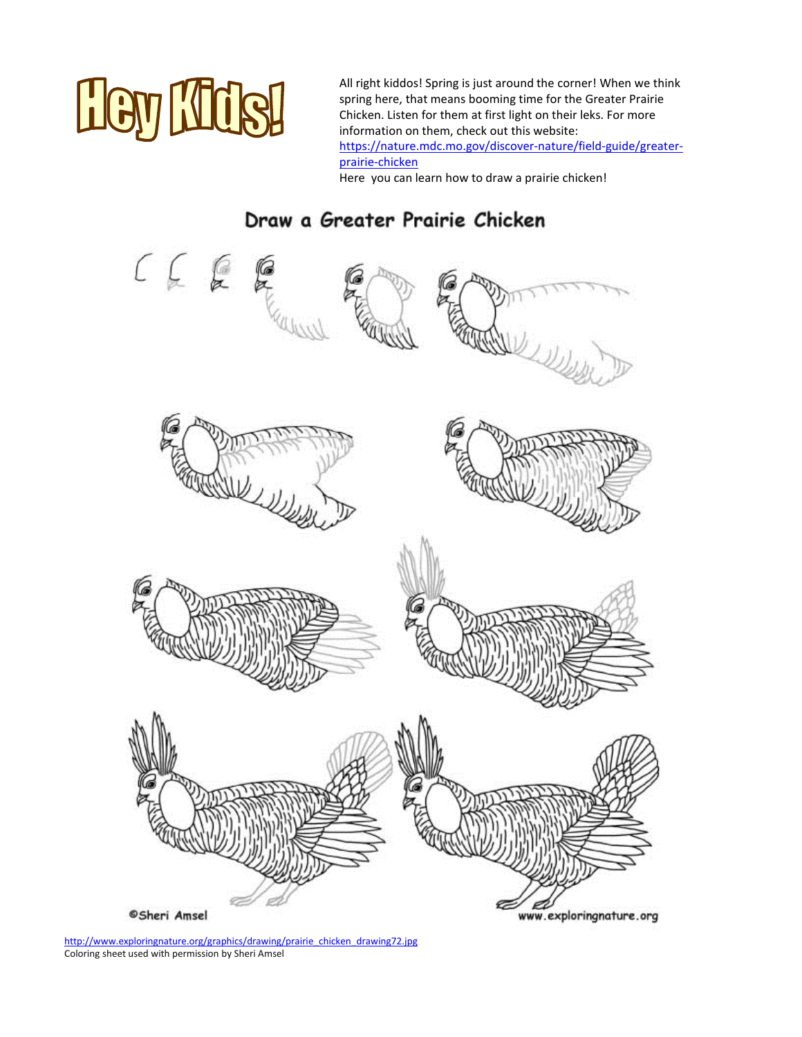# Hey Kids!

All right kiddos! Spring is just around the corner! When we think spring here, that means booming time for the Greater Prairie Chicken. Listen for them at first light on their leks. For more information on them, check out this website: https://nature.mdc.mo.gov/discover-nature/field-guide/greater-prairie-chicken

Here you can learn how to draw a prairie chicken!

## Draw a Greater Prairie Chicken

©Sheri Amsel

www.exploringnature.org

http://www.exploringnature.org/graphics/drawing/prairie_chicken_drawing72.jpg
Coloring sheet used with permission by Sheri Amsel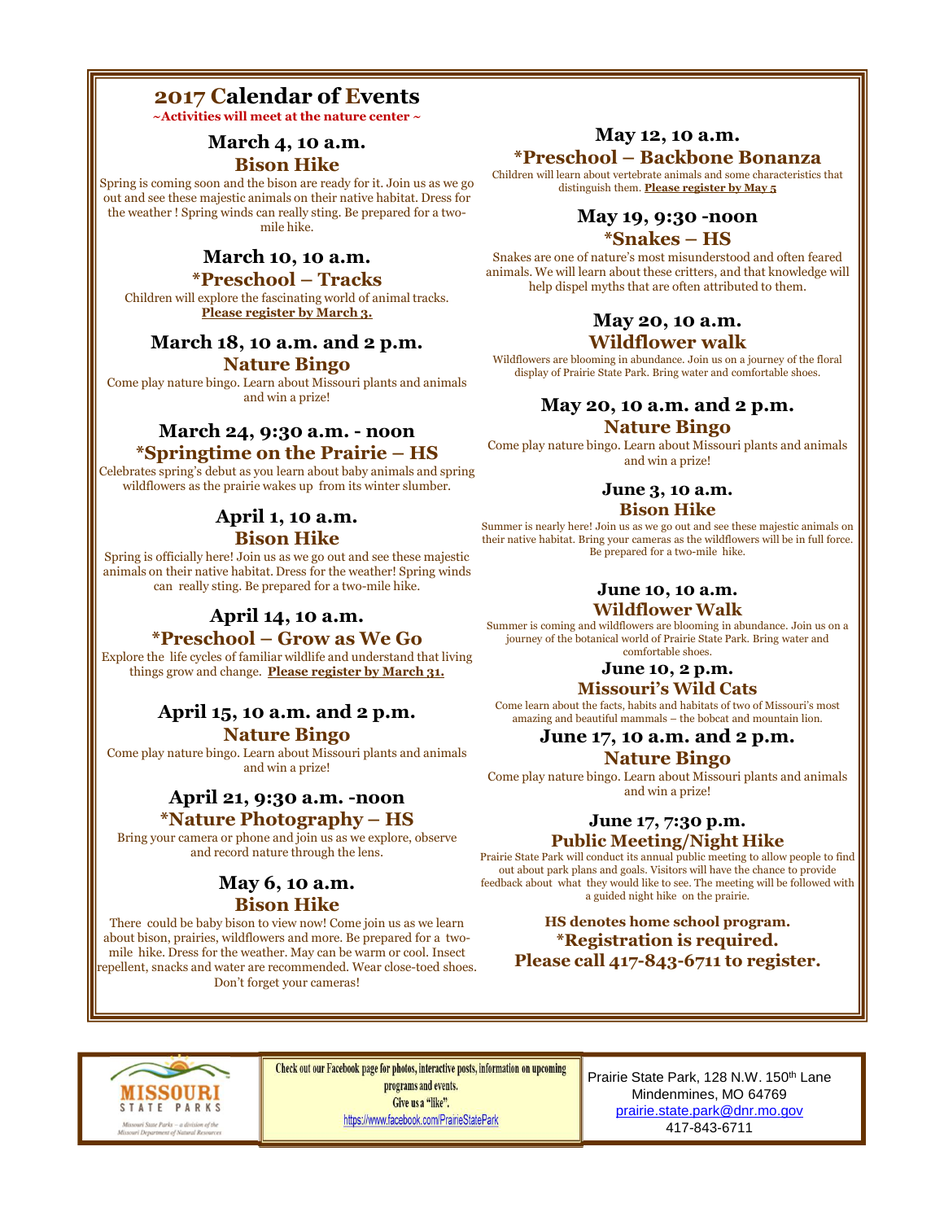# 2017 Calendar of Events

**~Activities will meet at the nature center ~**

### March 4, 10 a.m.
### Bison Hike

Spring is coming soon and the bison are ready for it. Join us as we go out and see these majestic animals on their native habitat. Dress for the weather ! Spring winds can really sting. Be prepared for a two-mile hike.

### March 10, 10 a.m.
### *Preschool – Tracks

Children will explore the fascinating world of animal tracks. **Please register by March 3.**

### March 18, 10 a.m. and 2 p.m.
### Nature Bingo

Come play nature bingo. Learn about Missouri plants and animals and win a prize!

### March 24, 9:30 a.m. - noon
### *Springtime on the Prairie – HS

Celebrates spring's debut as you learn about baby animals and spring wildflowers as the prairie wakes up from its winter slumber.

### April 1, 10 a.m.
### Bison Hike

Spring is officially here! Join us as we go out and see these majestic animals on their native habitat. Dress for the weather! Spring winds can really sting. Be prepared for a two-mile hike.

### April 14, 10 a.m.
### *Preschool – Grow as We Go

Explore the life cycles of familiar wildlife and understand that living things grow and change. **Please register by March 31.**

### April 15, 10 a.m. and 2 p.m.
### Nature Bingo

Come play nature bingo. Learn about Missouri plants and animals and win a prize!

### April 21, 9:30 a.m. -noon
### *Nature Photography – HS

Bring your camera or phone and join us as we explore, observe and record nature through the lens.

### May 6, 10 a.m.
### Bison Hike

There could be baby bison to view now! Come join us as we learn about bison, prairies, wildflowers and more. Be prepared for a two-mile hike. Dress for the weather. May can be warm or cool. Insect repellent, snacks and water are recommended. Wear close-toed shoes. Don't forget your cameras!

### May 12, 10 a.m.
### *Preschool – Backbone Bonanza

Children will learn about vertebrate animals and some characteristics that distinguish them. **Please register by May 5**

### May 19, 9:30 -noon
### *Snakes – HS

Snakes are one of nature's most misunderstood and often feared animals. We will learn about these critters, and that knowledge will help dispel myths that are often attributed to them.

### May 20, 10 a.m.
### Wildflower walk

Wildflowers are blooming in abundance. Join us on a journey of the floral display of Prairie State Park. Bring water and comfortable shoes.

### May 20, 10 a.m. and 2 p.m.
### Nature Bingo

Come play nature bingo. Learn about Missouri plants and animals and win a prize!

### June 3, 10 a.m.
### Bison Hike

Summer is nearly here! Join us as we go out and see these majestic animals on their native habitat. Bring your cameras as the wildflowers will be in full force. Be prepared for a two-mile hike.

### June 10, 10 a.m.
### Wildflower Walk

Summer is coming and wildflowers are blooming in abundance. Join us on a journey of the botanical world of Prairie State Park. Bring water and comfortable shoes.

### June 10, 2 p.m.
### Missouri's Wild Cats

Come learn about the facts, habits and habitats of two of Missouri's most amazing and beautiful mammals – the bobcat and mountain lion.

### June 17, 10 a.m. and 2 p.m.
### Nature Bingo

Come play nature bingo. Learn about Missouri plants and animals and win a prize!

### June 17, 7:30 p.m.
### Public Meeting/Night Hike

Prairie State Park will conduct its annual public meeting to allow people to find out about park plans and goals. Visitors will have the chance to provide feedback about what they would like to see. The meeting will be followed with a guided night hike on the prairie.

**HS denotes home school program.**

**\*Registration is required.**

**Please call 417-843-6711 to register.**

---

MISSOURI STATE PARKS

Missouri State Parks – a division of the Missouri Department of Natural Resources

Check out our Facebook page for photos, interactive posts, information on upcoming programs and events. Give us a "like". https://www.facebook.com/PrairieStatePark

Prairie State Park, 128 N.W. 150th Lane
Mindenmines, MO 64769
prairie.state.park@dnr.mo.gov
417-843-6711